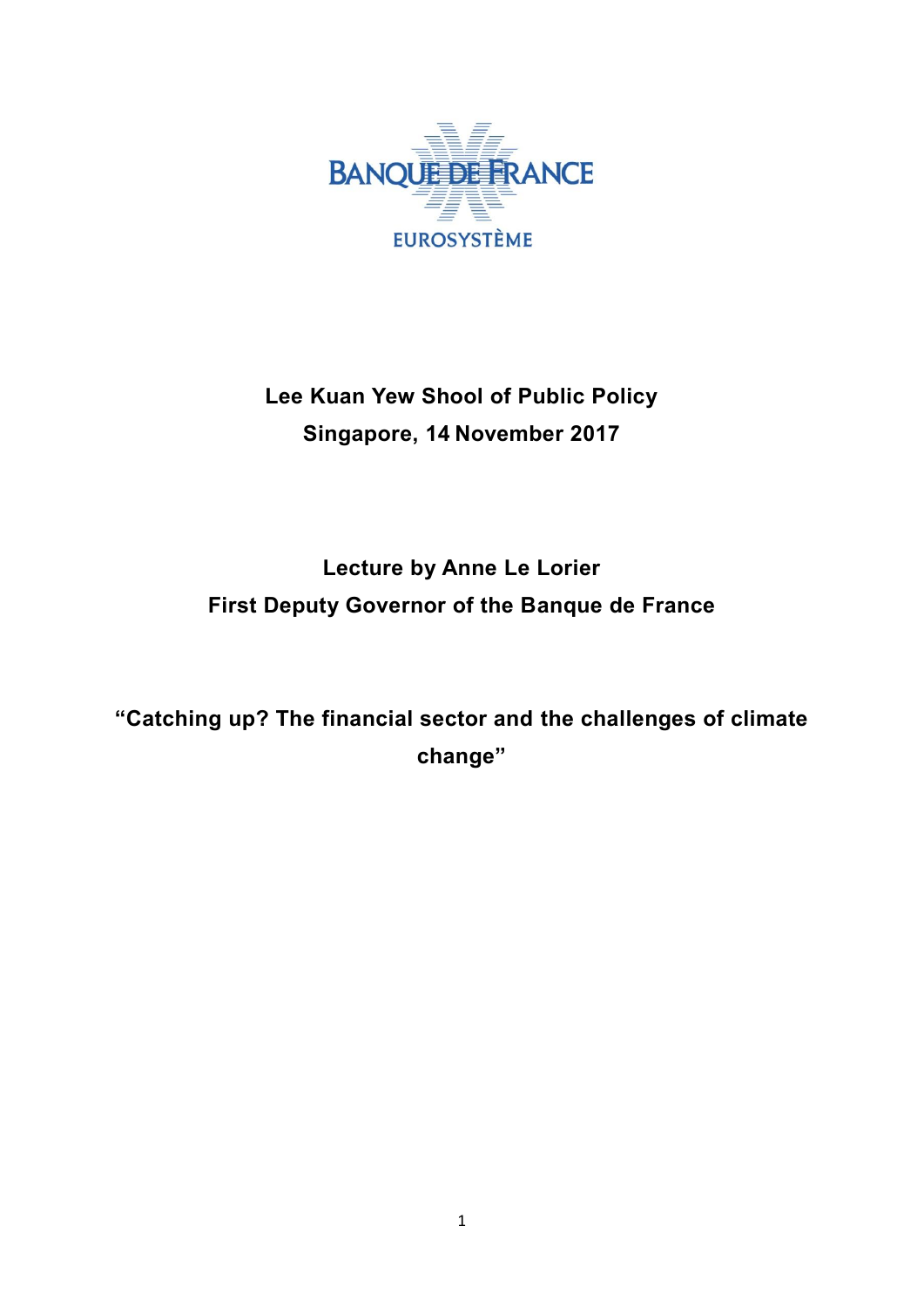BANQUE DE FRANCE

EUROSYSTÈME

**Lee Kuan Yew Shool of Public Policy**
**Singapore, 14 November 2017**

**Lecture by Anne Le Lorier**
**First Deputy Governor of the Banque de France**

# "Catching up? The financial sector and the challenges of climate change"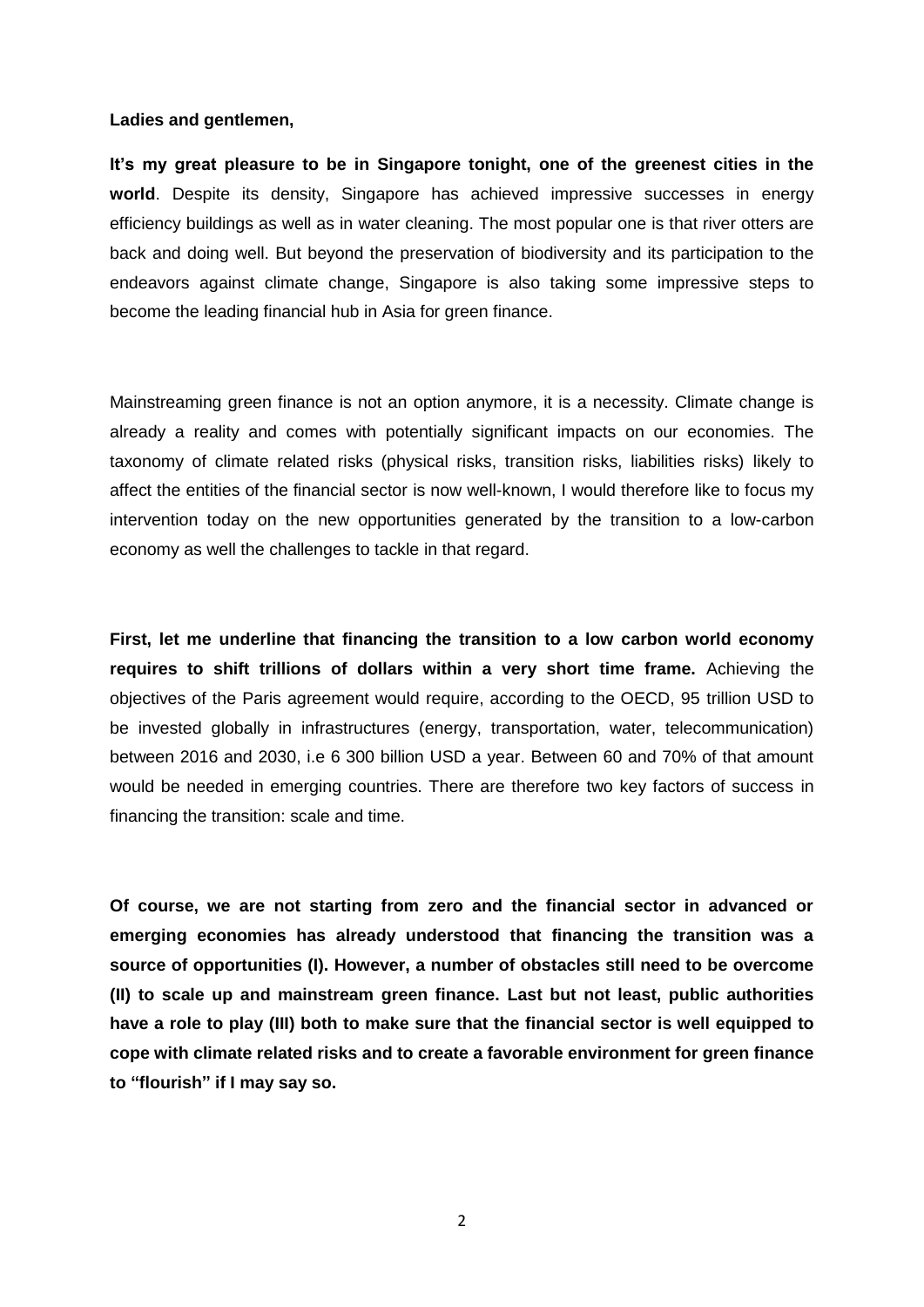**Ladies and gentlemen,**

**It's my great pleasure to be in Singapore tonight, one of the greenest cities in the world**. Despite its density, Singapore has achieved impressive successes in energy efficiency buildings as well as in water cleaning. The most popular one is that river otters are back and doing well. But beyond the preservation of biodiversity and its participation to the endeavors against climate change, Singapore is also taking some impressive steps to become the leading financial hub in Asia for green finance.

Mainstreaming green finance is not an option anymore, it is a necessity. Climate change is already a reality and comes with potentially significant impacts on our economies. The taxonomy of climate related risks (physical risks, transition risks, liabilities risks) likely to affect the entities of the financial sector is now well-known, I would therefore like to focus my intervention today on the new opportunities generated by the transition to a low-carbon economy as well the challenges to tackle in that regard.

**First, let me underline that financing the transition to a low carbon world economy requires to shift trillions of dollars within a very short time frame.** Achieving the objectives of the Paris agreement would require, according to the OECD, 95 trillion USD to be invested globally in infrastructures (energy, transportation, water, telecommunication) between 2016 and 2030, i.e 6 300 billion USD a year. Between 60 and 70% of that amount would be needed in emerging countries. There are therefore two key factors of success in financing the transition: scale and time.

**Of course, we are not starting from zero and the financial sector in advanced or emerging economies has already understood that financing the transition was a source of opportunities (I). However, a number of obstacles still need to be overcome (II) to scale up and mainstream green finance. Last but not least, public authorities have a role to play (III) both to make sure that the financial sector is well equipped to cope with climate related risks and to create a favorable environment for green finance to "flourish" if I may say so.**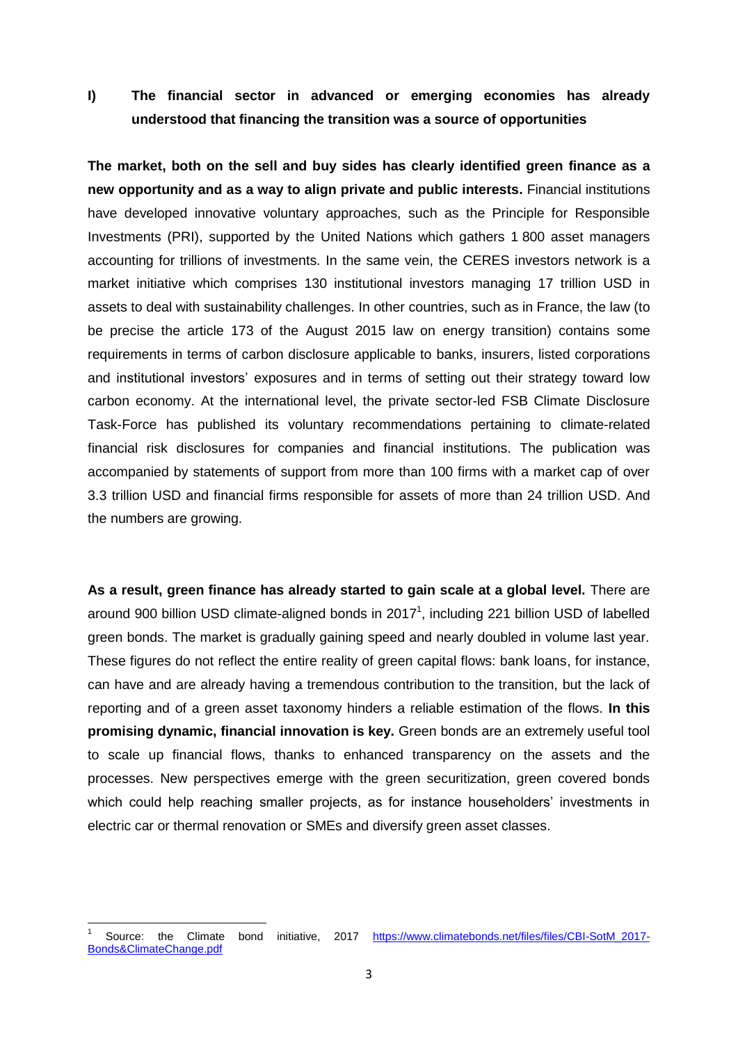## I) The financial sector in advanced or emerging economies has already understood that financing the transition was a source of opportunities

**The market, both on the sell and buy sides has clearly identified green finance as a new opportunity and as a way to align private and public interests.** Financial institutions have developed innovative voluntary approaches, such as the Principle for Responsible Investments (PRI), supported by the United Nations which gathers 1 800 asset managers accounting for trillions of investments. In the same vein, the CERES investors network is a market initiative which comprises 130 institutional investors managing 17 trillion USD in assets to deal with sustainability challenges. In other countries, such as in France, the law (to be precise the article 173 of the August 2015 law on energy transition) contains some requirements in terms of carbon disclosure applicable to banks, insurers, listed corporations and institutional investors' exposures and in terms of setting out their strategy toward low carbon economy. At the international level, the private sector-led FSB Climate Disclosure Task-Force has published its voluntary recommendations pertaining to climate-related financial risk disclosures for companies and financial institutions. The publication was accompanied by statements of support from more than 100 firms with a market cap of over 3.3 trillion USD and financial firms responsible for assets of more than 24 trillion USD. And the numbers are growing.

**As a result, green finance has already started to gain scale at a global level.** There are around 900 billion USD climate-aligned bonds in 2017[1], including 221 billion USD of labelled green bonds. The market is gradually gaining speed and nearly doubled in volume last year. These figures do not reflect the entire reality of green capital flows: bank loans, for instance, can have and are already having a tremendous contribution to the transition, but the lack of reporting and of a green asset taxonomy hinders a reliable estimation of the flows. **In this promising dynamic, financial innovation is key.** Green bonds are an extremely useful tool to scale up financial flows, thanks to enhanced transparency on the assets and the processes. New perspectives emerge with the green securitization, green covered bonds which could help reaching smaller projects, as for instance householders' investments in electric car or thermal renovation or SMEs and diversify green asset classes.

---

[1] Source: the Climate bond initiative, 2017 https://www.climatebonds.net/files/files/CBI-SotM_2017-Bonds&ClimateChange.pdf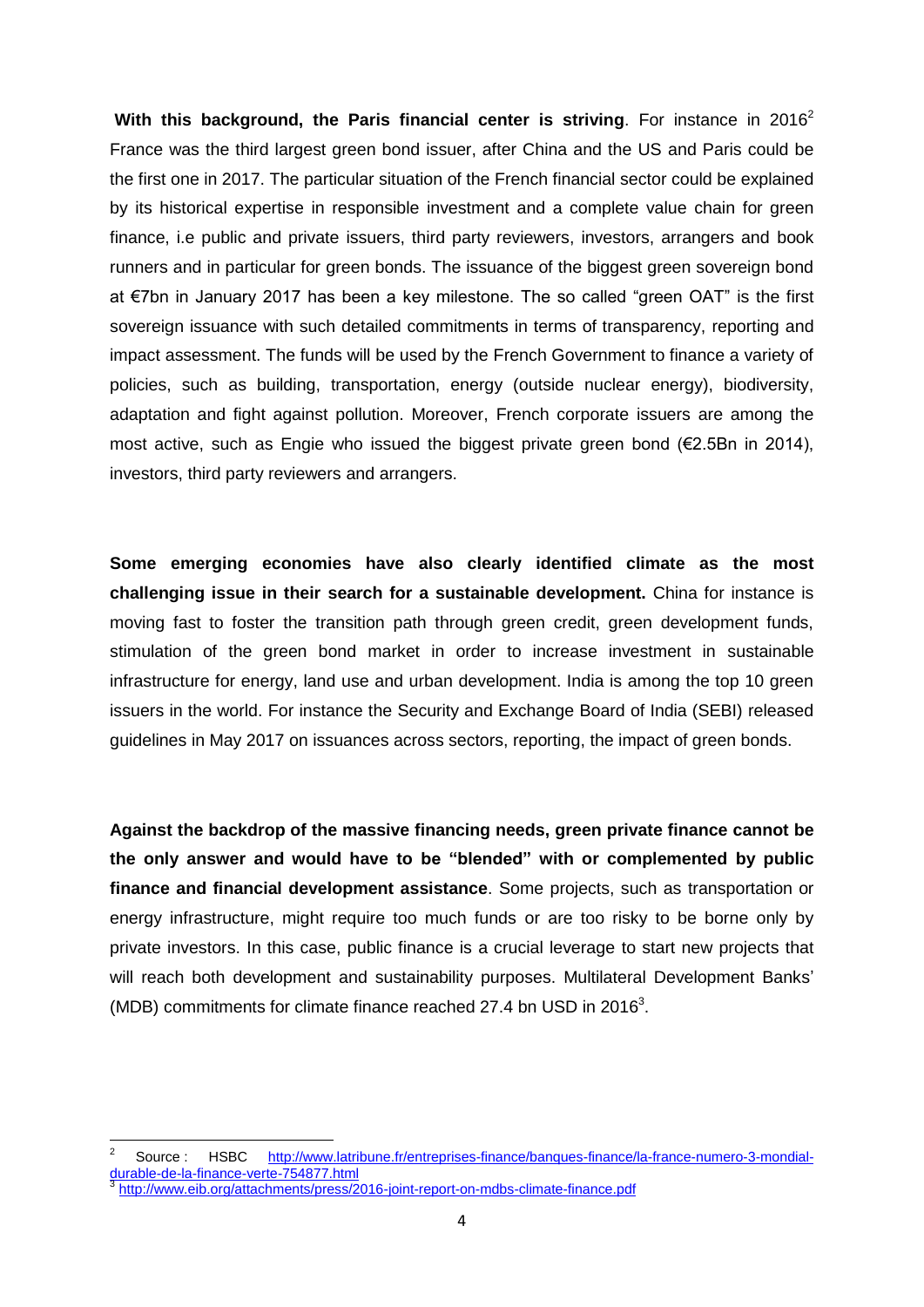**With this background, the Paris financial center is striving**. For instance in 2016[2] France was the third largest green bond issuer, after China and the US and Paris could be the first one in 2017. The particular situation of the French financial sector could be explained by its historical expertise in responsible investment and a complete value chain for green finance, i.e public and private issuers, third party reviewers, investors, arrangers and book runners and in particular for green bonds. The issuance of the biggest green sovereign bond at €7bn in January 2017 has been a key milestone. The so called "green OAT" is the first sovereign issuance with such detailed commitments in terms of transparency, reporting and impact assessment. The funds will be used by the French Government to finance a variety of policies, such as building, transportation, energy (outside nuclear energy), biodiversity, adaptation and fight against pollution. Moreover, French corporate issuers are among the most active, such as Engie who issued the biggest private green bond (€2.5Bn in 2014), investors, third party reviewers and arrangers.

**Some emerging economies have also clearly identified climate as the most challenging issue in their search for a sustainable development.** China for instance is moving fast to foster the transition path through green credit, green development funds, stimulation of the green bond market in order to increase investment in sustainable infrastructure for energy, land use and urban development. India is among the top 10 green issuers in the world. For instance the Security and Exchange Board of India (SEBI) released guidelines in May 2017 on issuances across sectors, reporting, the impact of green bonds.

**Against the backdrop of the massive financing needs, green private finance cannot be the only answer and would have to be "blended" with or complemented by public finance and financial development assistance**. Some projects, such as transportation or energy infrastructure, might require too much funds or are too risky to be borne only by private investors. In this case, public finance is a crucial leverage to start new projects that will reach both development and sustainability purposes. Multilateral Development Banks' (MDB) commitments for climate finance reached 27.4 bn USD in 2016[3].

---

[2] Source : HSBC http://www.latribune.fr/entreprises-finance/banques-finance/la-france-numero-3-mondial-durable-de-la-finance-verte-754877.html

[3] http://www.eib.org/attachments/press/2016-joint-report-on-mdbs-climate-finance.pdf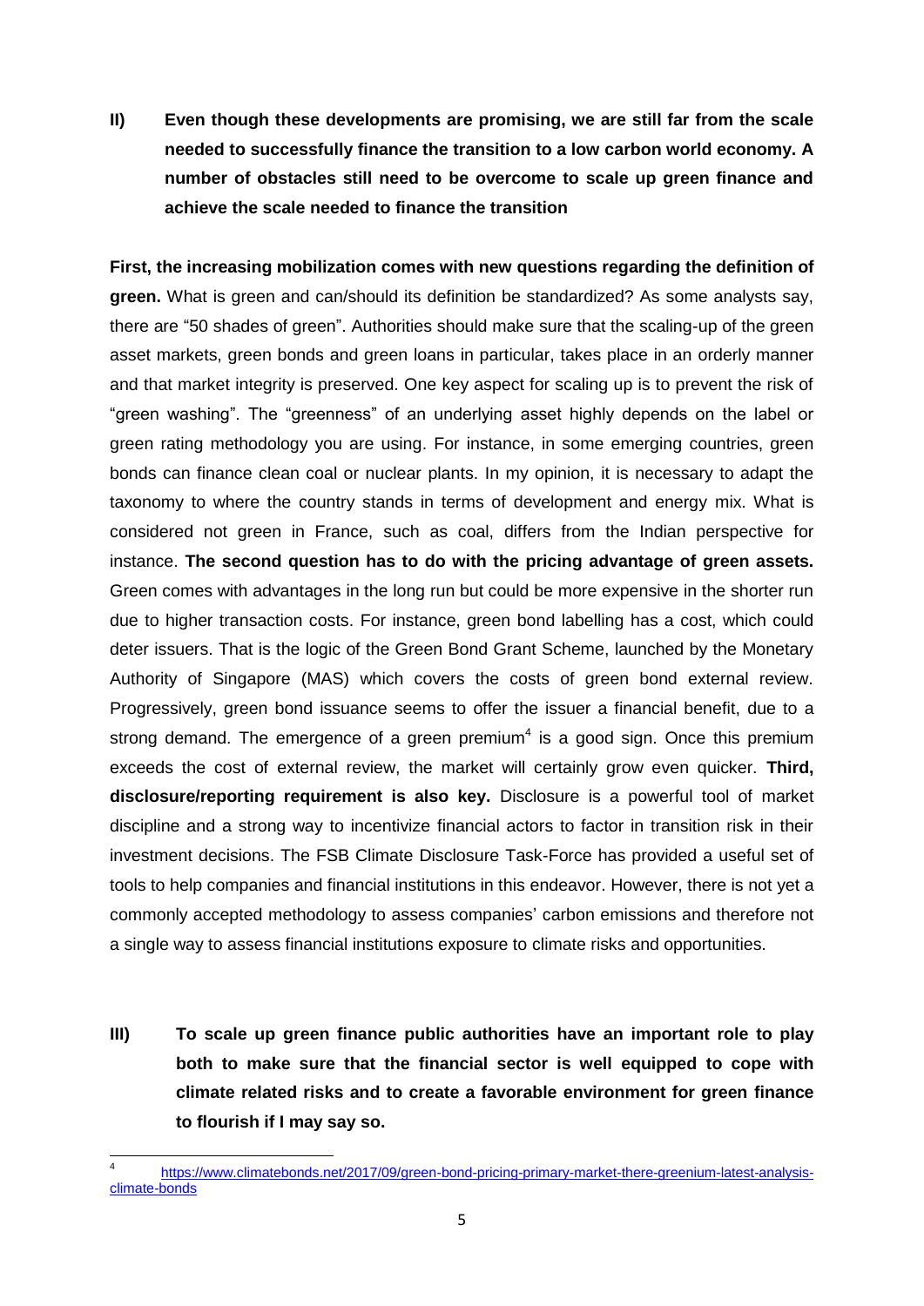**II) Even though these developments are promising, we are still far from the scale needed to successfully finance the transition to a low carbon world economy. A number of obstacles still need to be overcome to scale up green finance and achieve the scale needed to finance the transition**

**First, the increasing mobilization comes with new questions regarding the definition of green.** What is green and can/should its definition be standardized? As some analysts say, there are "50 shades of green". Authorities should make sure that the scaling-up of the green asset markets, green bonds and green loans in particular, takes place in an orderly manner and that market integrity is preserved. One key aspect for scaling up is to prevent the risk of "green washing". The "greenness" of an underlying asset highly depends on the label or green rating methodology you are using. For instance, in some emerging countries, green bonds can finance clean coal or nuclear plants. In my opinion, it is necessary to adapt the taxonomy to where the country stands in terms of development and energy mix. What is considered not green in France, such as coal, differs from the Indian perspective for instance. **The second question has to do with the pricing advantage of green assets.** Green comes with advantages in the long run but could be more expensive in the shorter run due to higher transaction costs. For instance, green bond labelling has a cost, which could deter issuers. That is the logic of the Green Bond Grant Scheme, launched by the Monetary Authority of Singapore (MAS) which covers the costs of green bond external review. Progressively, green bond issuance seems to offer the issuer a financial benefit, due to a strong demand. The emergence of a green premium[4] is a good sign. Once this premium exceeds the cost of external review, the market will certainly grow even quicker. **Third, disclosure/reporting requirement is also key.** Disclosure is a powerful tool of market discipline and a strong way to incentivize financial actors to factor in transition risk in their investment decisions. The FSB Climate Disclosure Task-Force has provided a useful set of tools to help companies and financial institutions in this endeavor. However, there is not yet a commonly accepted methodology to assess companies' carbon emissions and therefore not a single way to assess financial institutions exposure to climate risks and opportunities.

**III) To scale up green finance public authorities have an important role to play both to make sure that the financial sector is well equipped to cope with climate related risks and to create a favorable environment for green finance to flourish if I may say so.**

[4] https://www.climatebonds.net/2017/09/green-bond-pricing-primary-market-there-greenium-latest-analysis-climate-bonds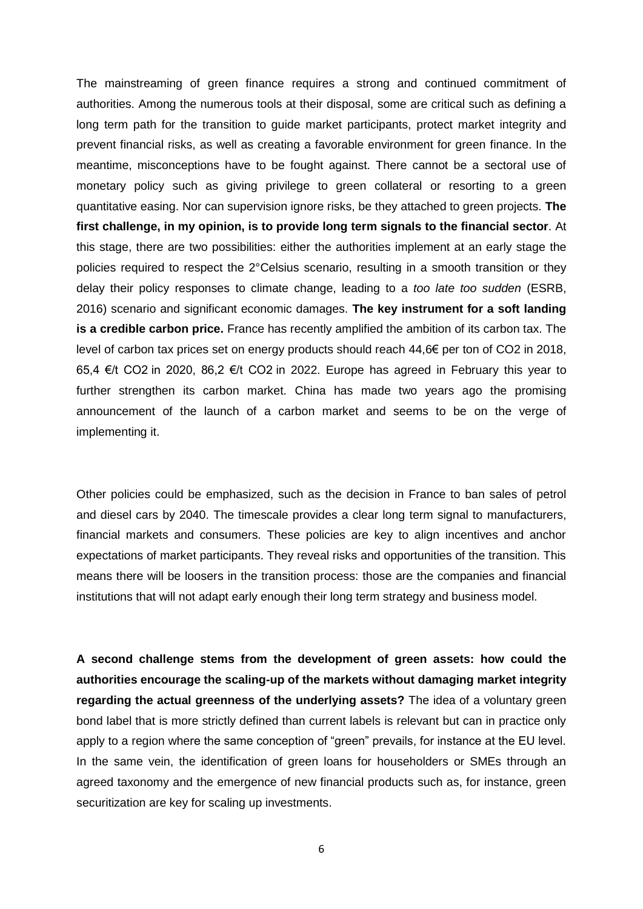The mainstreaming of green finance requires a strong and continued commitment of authorities. Among the numerous tools at their disposal, some are critical such as defining a long term path for the transition to guide market participants, protect market integrity and prevent financial risks, as well as creating a favorable environment for green finance. In the meantime, misconceptions have to be fought against. There cannot be a sectoral use of monetary policy such as giving privilege to green collateral or resorting to a green quantitative easing. Nor can supervision ignore risks, be they attached to green projects. **The first challenge, in my opinion, is to provide long term signals to the financial sector**. At this stage, there are two possibilities: either the authorities implement at an early stage the policies required to respect the 2°Celsius scenario, resulting in a smooth transition or they delay their policy responses to climate change, leading to a *too late too sudden* (ESRB, 2016) scenario and significant economic damages. **The key instrument for a soft landing is a credible carbon price.** France has recently amplified the ambition of its carbon tax. The level of carbon tax prices set on energy products should reach 44,6€ per ton of $CO_2$ in 2018, 65,4 €/t $CO_2$ in 2020, 86,2 €/t $CO_2$ in 2022. Europe has agreed in February this year to further strengthen its carbon market. China has made two years ago the promising announcement of the launch of a carbon market and seems to be on the verge of implementing it.

Other policies could be emphasized, such as the decision in France to ban sales of petrol and diesel cars by 2040. The timescale provides a clear long term signal to manufacturers, financial markets and consumers. These policies are key to align incentives and anchor expectations of market participants. They reveal risks and opportunities of the transition. This means there will be loosers in the transition process: those are the companies and financial institutions that will not adapt early enough their long term strategy and business model.

**A second challenge stems from the development of green assets: how could the authorities encourage the scaling-up of the markets without damaging market integrity regarding the actual greenness of the underlying assets?** The idea of a voluntary green bond label that is more strictly defined than current labels is relevant but can in practice only apply to a region where the same conception of "green" prevails, for instance at the EU level. In the same vein, the identification of green loans for householders or SMEs through an agreed taxonomy and the emergence of new financial products such as, for instance, green securitization are key for scaling up investments.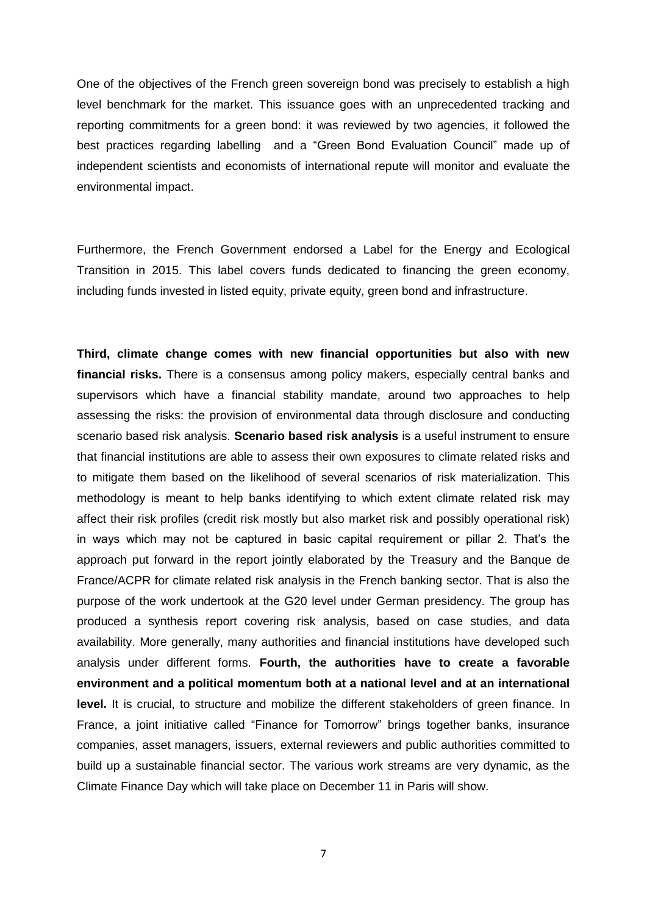One of the objectives of the French green sovereign bond was precisely to establish a high level benchmark for the market. This issuance goes with an unprecedented tracking and reporting commitments for a green bond: it was reviewed by two agencies, it followed the best practices regarding labelling and a "Green Bond Evaluation Council" made up of independent scientists and economists of international repute will monitor and evaluate the environmental impact.

Furthermore, the French Government endorsed a Label for the Energy and Ecological Transition in 2015. This label covers funds dedicated to financing the green economy, including funds invested in listed equity, private equity, green bond and infrastructure.

**Third, climate change comes with new financial opportunities but also with new financial risks.** There is a consensus among policy makers, especially central banks and supervisors which have a financial stability mandate, around two approaches to help assessing the risks: the provision of environmental data through disclosure and conducting scenario based risk analysis. **Scenario based risk analysis** is a useful instrument to ensure that financial institutions are able to assess their own exposures to climate related risks and to mitigate them based on the likelihood of several scenarios of risk materialization. This methodology is meant to help banks identifying to which extent climate related risk may affect their risk profiles (credit risk mostly but also market risk and possibly operational risk) in ways which may not be captured in basic capital requirement or pillar 2. That's the approach put forward in the report jointly elaborated by the Treasury and the Banque de France/ACPR for climate related risk analysis in the French banking sector. That is also the purpose of the work undertook at the G20 level under German presidency. The group has produced a synthesis report covering risk analysis, based on case studies, and data availability. More generally, many authorities and financial institutions have developed such analysis under different forms. **Fourth, the authorities have to create a favorable environment and a political momentum both at a national level and at an international level.** It is crucial, to structure and mobilize the different stakeholders of green finance. In France, a joint initiative called "Finance for Tomorrow" brings together banks, insurance companies, asset managers, issuers, external reviewers and public authorities committed to build up a sustainable financial sector. The various work streams are very dynamic, as the Climate Finance Day which will take place on December 11 in Paris will show.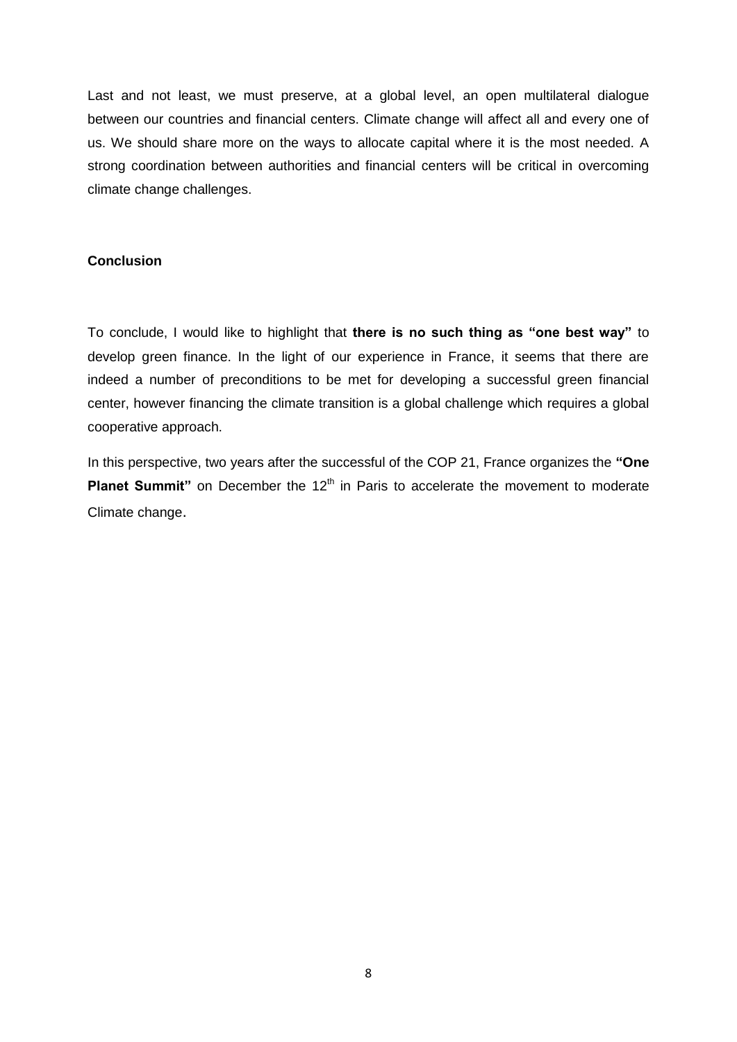Last and not least, we must preserve, at a global level, an open multilateral dialogue between our countries and financial centers. Climate change will affect all and every one of us. We should share more on the ways to allocate capital where it is the most needed. A strong coordination between authorities and financial centers will be critical in overcoming climate change challenges.

## Conclusion

To conclude, I would like to highlight that **there is no such thing as "one best way"** to develop green finance. In the light of our experience in France, it seems that there are indeed a number of preconditions to be met for developing a successful green financial center, however financing the climate transition is a global challenge which requires a global cooperative approach.

In this perspective, two years after the successful of the COP 21, France organizes the **"One Planet Summit"** on December the 12th in Paris to accelerate the movement to moderate Climate change.